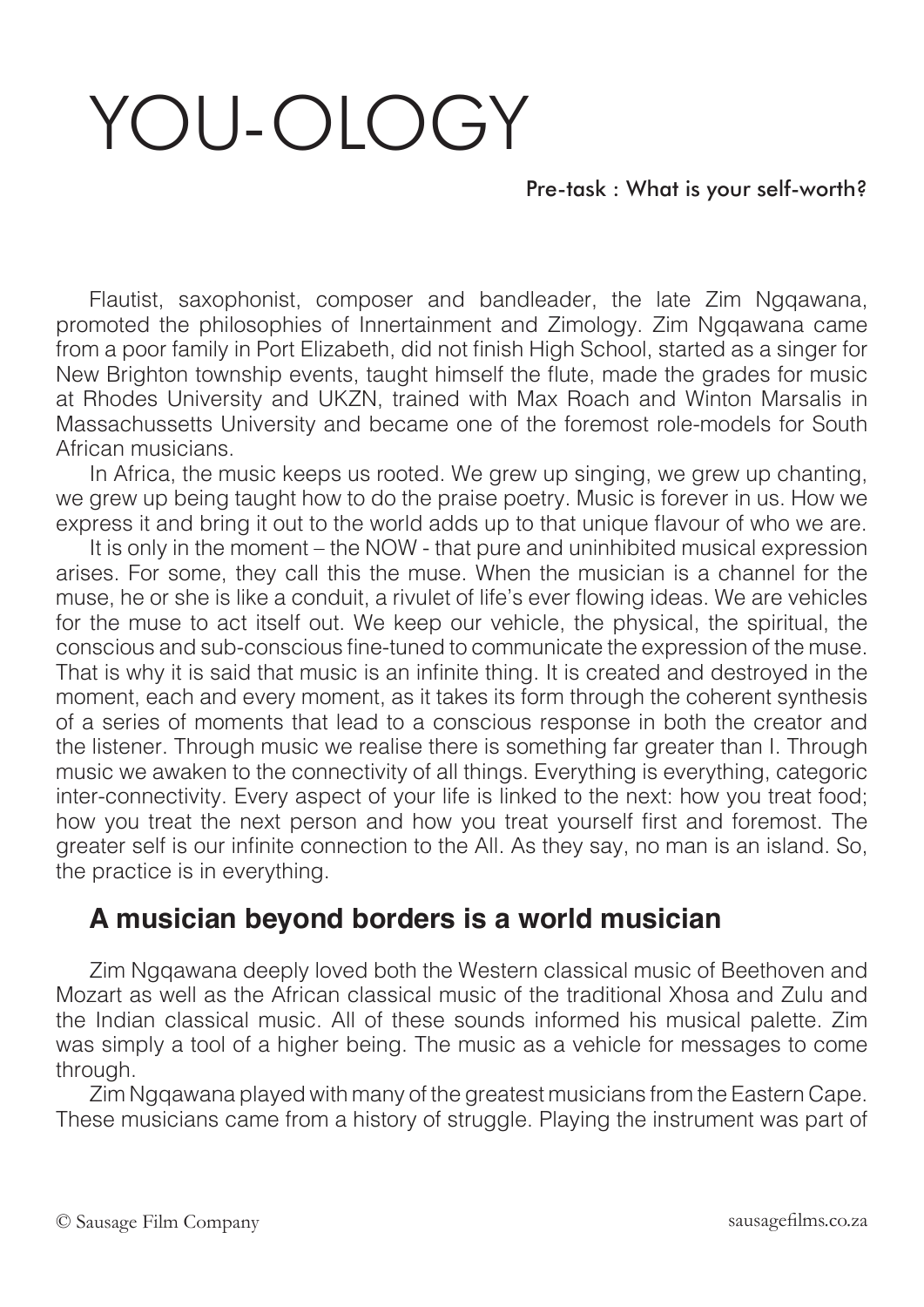# YOU-OLOGY

Pre-task : What is your self-worth?

Flautist, saxophonist, composer and bandleader, the late Zim Ngqawana, promoted the philosophies of Innertainment and Zimology. Zim Ngqawana came from a poor family in Port Elizabeth, did not finish High School, started as a singer for New Brighton township events, taught himself the flute, made the grades for music at Rhodes University and UKZN, trained with Max Roach and Winton Marsalis in Massachussetts University and became one of the foremost role-models for South African musicians.

In Africa, the music keeps us rooted. We grew up singing, we grew up chanting, we grew up being taught how to do the praise poetry. Music is forever in us. How we express it and bring it out to the world adds up to that unique flavour of who we are.

It is only in the moment – the NOW - that pure and uninhibited musical expression arises. For some, they call this the muse. When the musician is a channel for the muse, he or she is like a conduit, a rivulet of life's ever flowing ideas. We are vehicles for the muse to act itself out. We keep our vehicle, the physical, the spiritual, the conscious and sub-conscious fine-tuned to communicate the expression of the muse. That is why it is said that music is an infinite thing. It is created and destroyed in the moment, each and every moment, as it takes its form through the coherent synthesis of a series of moments that lead to a conscious response in both the creator and the listener. Through music we realise there is something far greater than I. Through music we awaken to the connectivity of all things. Everything is everything, categoric inter-connectivity. Every aspect of your life is linked to the next: how you treat food; how you treat the next person and how you treat yourself first and foremost. The greater self is our infinite connection to the All. As they say, no man is an island. So, the practice is in everything.

## A musician beyond borders is a world musician

Zim Ngqawana deeply loved both the Western classical music of Beethoven and Mozart as well as the African classical music of the traditional Xhosa and Zulu and the Indian classical music. All of these sounds informed his musical palette. Zim was simply a tool of a higher being. The music as a vehicle for messages to come through.

Zim Ngqawana played with many of the greatest musicians from the Eastern Cape. These musicians came from a history of struggle. Playing the instrument was part of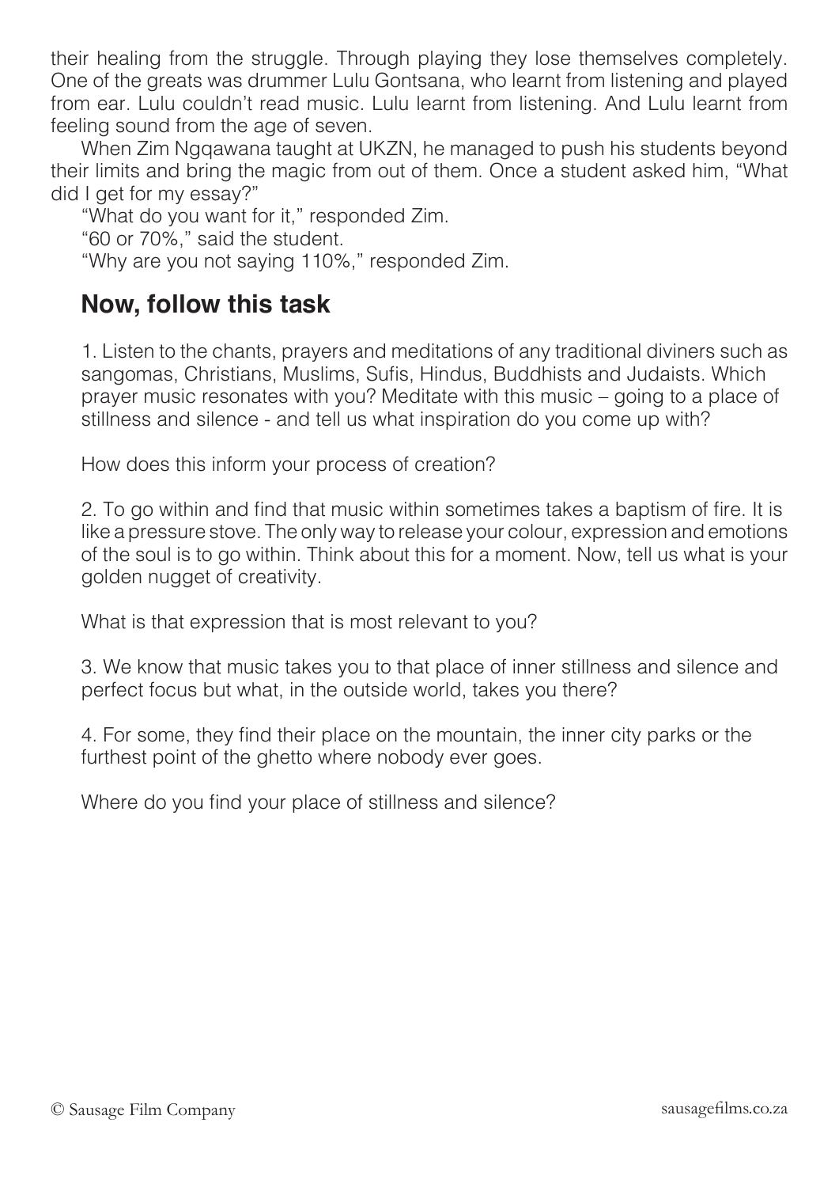their healing from the struggle. Through playing they lose themselves completely. One of the greats was drummer Lulu Gontsana, who learnt from listening and played from ear. Lulu couldn't read music. Lulu learnt from listening. And Lulu learnt from feeling sound from the age of seven.

When Zim Ngqawana taught at UKZN, he managed to push his students beyond their limits and bring the magic from out of them. Once a student asked him, "What did I get for my essay?"

"What do you want for it," responded Zim.

"60 or 70%," said the student.

"Why are you not saying 110%," responded Zim.

## Now, follow this task

1. Listen to the chants, prayers and meditations of any traditional diviners such as sangomas, Christians, Muslims, Sufis, Hindus, Buddhists and Judaists. Which prayer music resonates with you? Meditate with this music – going to a place of stillness and silence - and tell us what inspiration do you come up with?

   How does this inform your process of creation?

2. To go within and find that music within sometimes takes a baptism of fire. It is like a pressure stove. The only way to release your colour, expression and emotions of the soul is to go within. Think about this for a moment. Now, tell us what is your golden nugget of creativity.

   What is that expression that is most relevant to you?

3. We know that music takes you to that place of inner stillness and silence and perfect focus but what, in the outside world, takes you there?

4. For some, they find their place on the mountain, the inner city parks or the furthest point of the ghetto where nobody ever goes.

   Where do you find your place of stillness and silence?

© Sausage Film Company

sausagefilms.co.za